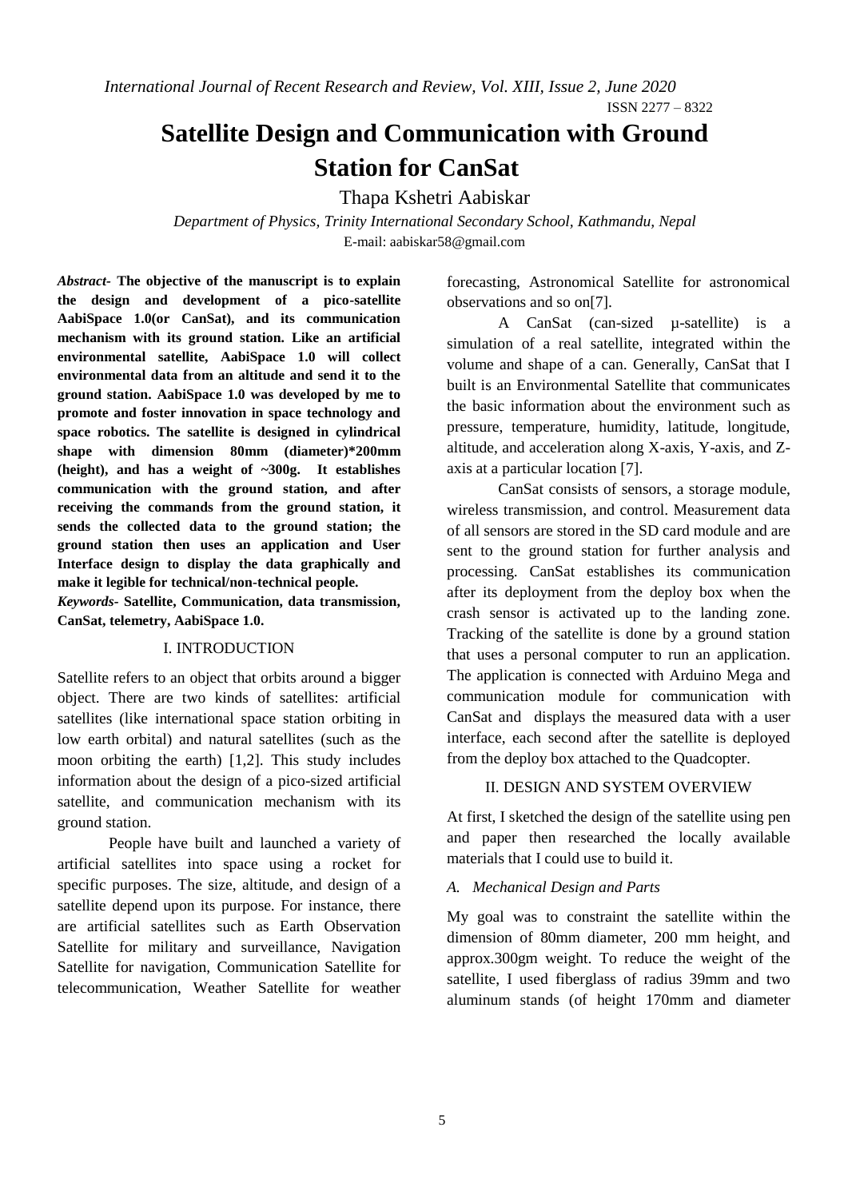# Satellite Design and Communication with Ground Station for CanSat

Thapa Kshetri Aabiskar

*Department of Physics, Trinity International Secondary School, Kathmandu, Nepal*
E-mail: aabiskar58@gmail.com

***Abstract-*** **The objective of the manuscript is to explain the design and development of a pico-satellite AabiSpace 1.0(or CanSat), and its communication mechanism with its ground station. Like an artificial environmental satellite, AabiSpace 1.0 will collect environmental data from an altitude and send it to the ground station. AabiSpace 1.0 was developed by me to promote and foster innovation in space technology and space robotics. The satellite is designed in cylindrical shape with dimension 80mm (diameter)*200mm (height), and has a weight of ~300g. It establishes communication with the ground station, and after receiving the commands from the ground station, it sends the collected data to the ground station; the ground station then uses an application and User Interface design to display the data graphically and make it legible for technical/non-technical people.**

***Keywords-*** **Satellite, Communication, data transmission, CanSat, telemetry, AabiSpace 1.0.**

## I. INTRODUCTION

Satellite refers to an object that orbits around a bigger object. There are two kinds of satellites: artificial satellites (like international space station orbiting in low earth orbital) and natural satellites (such as the moon orbiting the earth) [1,2]. This study includes information about the design of a pico-sized artificial satellite, and communication mechanism with its ground station.

People have built and launched a variety of artificial satellites into space using a rocket for specific purposes. The size, altitude, and design of a satellite depend upon its purpose. For instance, there are artificial satellites such as Earth Observation Satellite for military and surveillance, Navigation Satellite for navigation, Communication Satellite for telecommunication, Weather Satellite for weather forecasting, Astronomical Satellite for astronomical observations and so on[7].

A CanSat (can-sized µ-satellite) is a simulation of a real satellite, integrated within the volume and shape of a can. Generally, CanSat that I built is an Environmental Satellite that communicates the basic information about the environment such as pressure, temperature, humidity, latitude, longitude, altitude, and acceleration along X-axis, Y-axis, and Z-axis at a particular location [7].

CanSat consists of sensors, a storage module, wireless transmission, and control. Measurement data of all sensors are stored in the SD card module and are sent to the ground station for further analysis and processing. CanSat establishes its communication after its deployment from the deploy box when the crash sensor is activated up to the landing zone. Tracking of the satellite is done by a ground station that uses a personal computer to run an application. The application is connected with Arduino Mega and communication module for communication with CanSat and displays the measured data with a user interface, each second after the satellite is deployed from the deploy box attached to the Quadcopter.

## II. DESIGN AND SYSTEM OVERVIEW

At first, I sketched the design of the satellite using pen and paper then researched the locally available materials that I could use to build it.

### *A. Mechanical Design and Parts*

My goal was to constraint the satellite within the dimension of 80mm diameter, 200 mm height, and approx.300gm weight. To reduce the weight of the satellite, I used fiberglass of radius 39mm and two aluminum stands (of height 170mm and diameter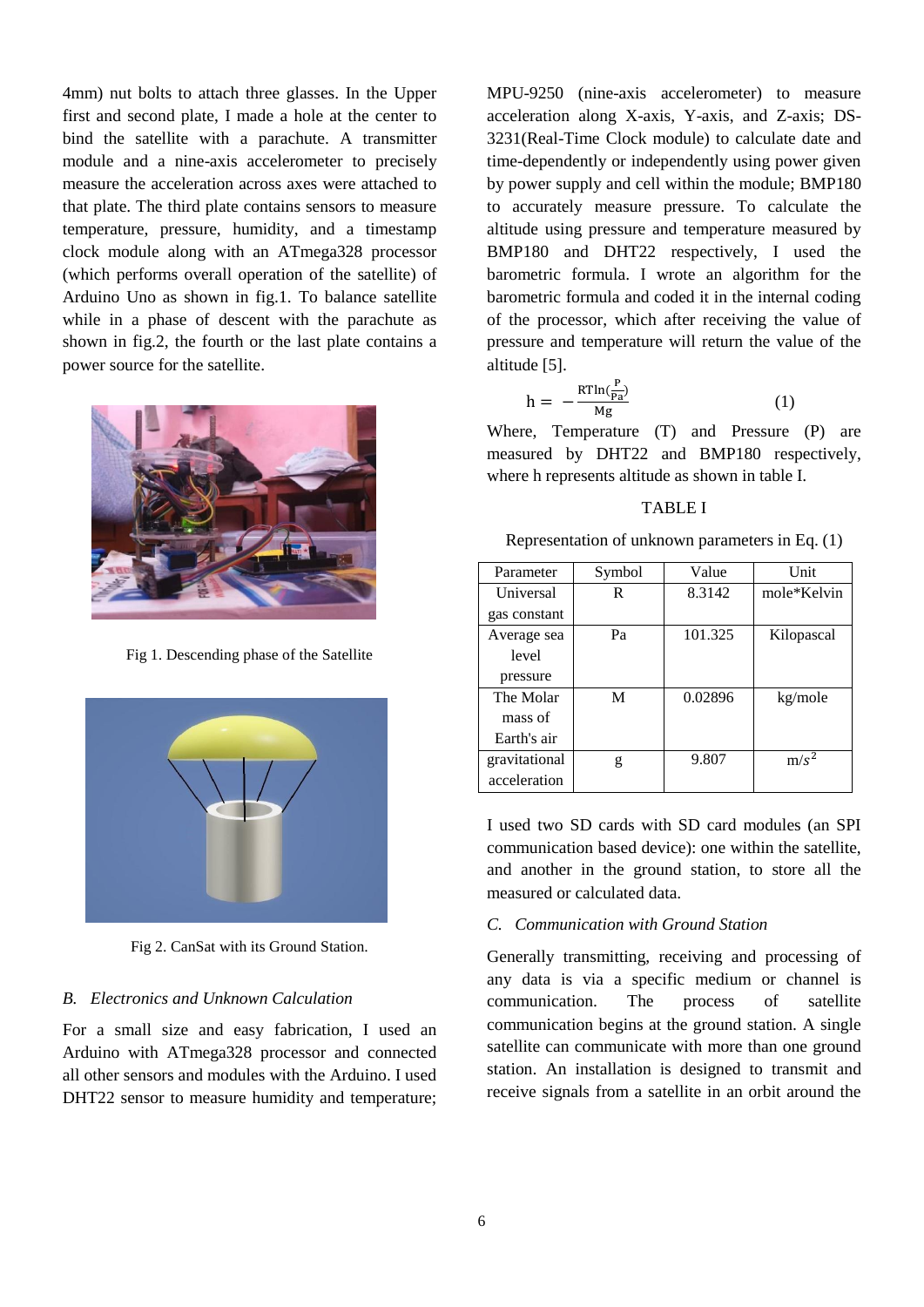4mm) nut bolts to attach three glasses. In the Upper first and second plate, I made a hole at the center to bind the satellite with a parachute. A transmitter module and a nine-axis accelerometer to precisely measure the acceleration across axes were attached to that plate. The third plate contains sensors to measure temperature, pressure, humidity, and a timestamp clock module along with an ATmega328 processor (which performs overall operation of the satellite) of Arduino Uno as shown in fig.1. To balance satellite while in a phase of descent with the parachute as shown in fig.2, the fourth or the last plate contains a power source for the satellite.

Fig 1. Descending phase of the Satellite

Fig 2. CanSat with its Ground Station.

### *B. Electronics and Unknown Calculation*

For a small size and easy fabrication, I used an Arduino with ATmega328 processor and connected all other sensors and modules with the Arduino. I used DHT22 sensor to measure humidity and temperature; MPU-9250 (nine-axis accelerometer) to measure acceleration along X-axis, Y-axis, and Z-axis; DS-3231(Real-Time Clock module) to calculate date and time-dependently or independently using power given by power supply and cell within the module; BMP180 to accurately measure pressure. To calculate the altitude using pressure and temperature measured by BMP180 and DHT22 respectively, I used the barometric formula. I wrote an algorithm for the barometric formula and coded it in the internal coding of the processor, which after receiving the value of pressure and temperature will return the value of the altitude [5].

$$h = -\frac{RT\ln\left(\frac{P}{Pa}\right)}{Mg} \qquad (1)$$

Where, Temperature (T) and Pressure (P) are measured by DHT22 and BMP180 respectively, where h represents altitude as shown in table I.

TABLE I

Representation of unknown parameters in Eq. (1)

| Parameter | Symbol | Value | Unit |
|---|---|---|---|
| Universal gas constant | R | 8.3142 | mole*Kelvin |
| Average sea level pressure | Pa | 101.325 | Kilopascal |
| The Molar mass of Earth's air | M | 0.02896 | kg/mole |
| gravitational acceleration | g | 9.807 | $m/s^2$ |

I used two SD cards with SD card modules (an SPI communication based device): one within the satellite, and another in the ground station, to store all the measured or calculated data.

### *C. Communication with Ground Station*

Generally transmitting, receiving and processing of any data is via a specific medium or channel is communication. The process of satellite communication begins at the ground station. A single satellite can communicate with more than one ground station. An installation is designed to transmit and receive signals from a satellite in an orbit around the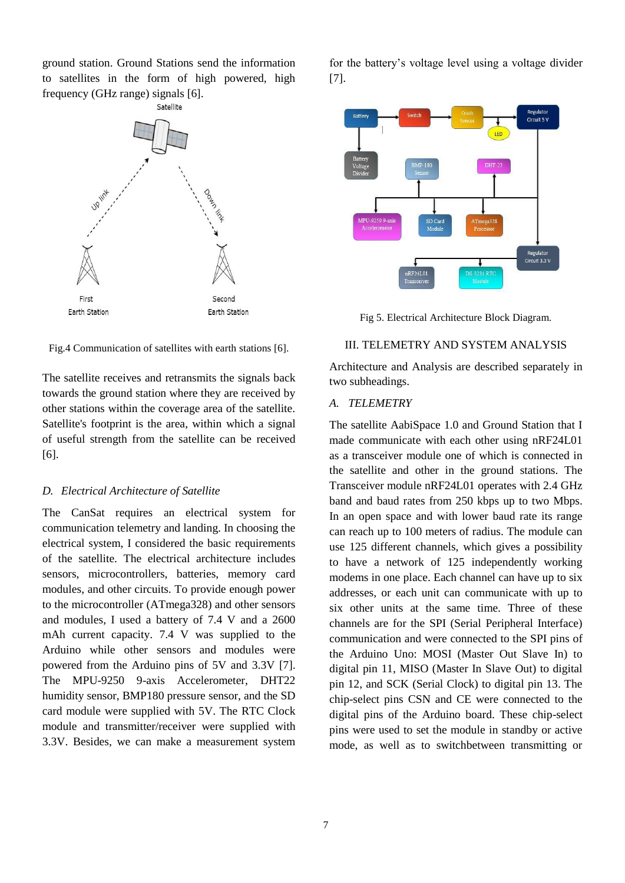ground station. Ground Stations send the information to satellites in the form of high powered, high frequency (GHz range) signals [6].

Fig.4 Communication of satellites with earth stations [6].

The satellite receives and retransmits the signals back towards the ground station where they are received by other stations within the coverage area of the satellite. Satellite's footprint is the area, within which a signal of useful strength from the satellite can be received [6].

### *D. Electrical Architecture of Satellite*

The CanSat requires an electrical system for communication telemetry and landing. In choosing the electrical system, I considered the basic requirements of the satellite. The electrical architecture includes sensors, microcontrollers, batteries, memory card modules, and other circuits. To provide enough power to the microcontroller (ATmega328) and other sensors and modules, I used a battery of 7.4 V and a 2600 mAh current capacity. 7.4 V was supplied to the Arduino while other sensors and modules were powered from the Arduino pins of 5V and 3.3V [7]. The MPU-9250 9-axis Accelerometer, DHT22 humidity sensor, BMP180 pressure sensor, and the SD card module were supplied with 5V. The RTC Clock module and transmitter/receiver were supplied with 3.3V. Besides, we can make a measurement system for the battery's voltage level using a voltage divider [7].

Fig 5. Electrical Architecture Block Diagram.

## III. TELEMETRY AND SYSTEM ANALYSIS

Architecture and Analysis are described separately in two subheadings.

### *A. TELEMETRY*

The satellite AabiSpace 1.0 and Ground Station that I made communicate with each other using nRF24L01 as a transceiver module one of which is connected in the satellite and other in the ground stations. The Transceiver module nRF24L01 operates with 2.4 GHz band and baud rates from 250 kbps up to two Mbps. In an open space and with lower baud rate its range can reach up to 100 meters of radius. The module can use 125 different channels, which gives a possibility to have a network of 125 independently working modems in one place. Each channel can have up to six addresses, or each unit can communicate with up to six other units at the same time. Three of these channels are for the SPI (Serial Peripheral Interface) communication and were connected to the SPI pins of the Arduino Uno: MOSI (Master Out Slave In) to digital pin 11, MISO (Master In Slave Out) to digital pin 12, and SCK (Serial Clock) to digital pin 13. The chip-select pins CSN and CE were connected to the digital pins of the Arduino board. These chip-select pins were used to set the module in standby or active mode, as well as to switchbetween transmitting or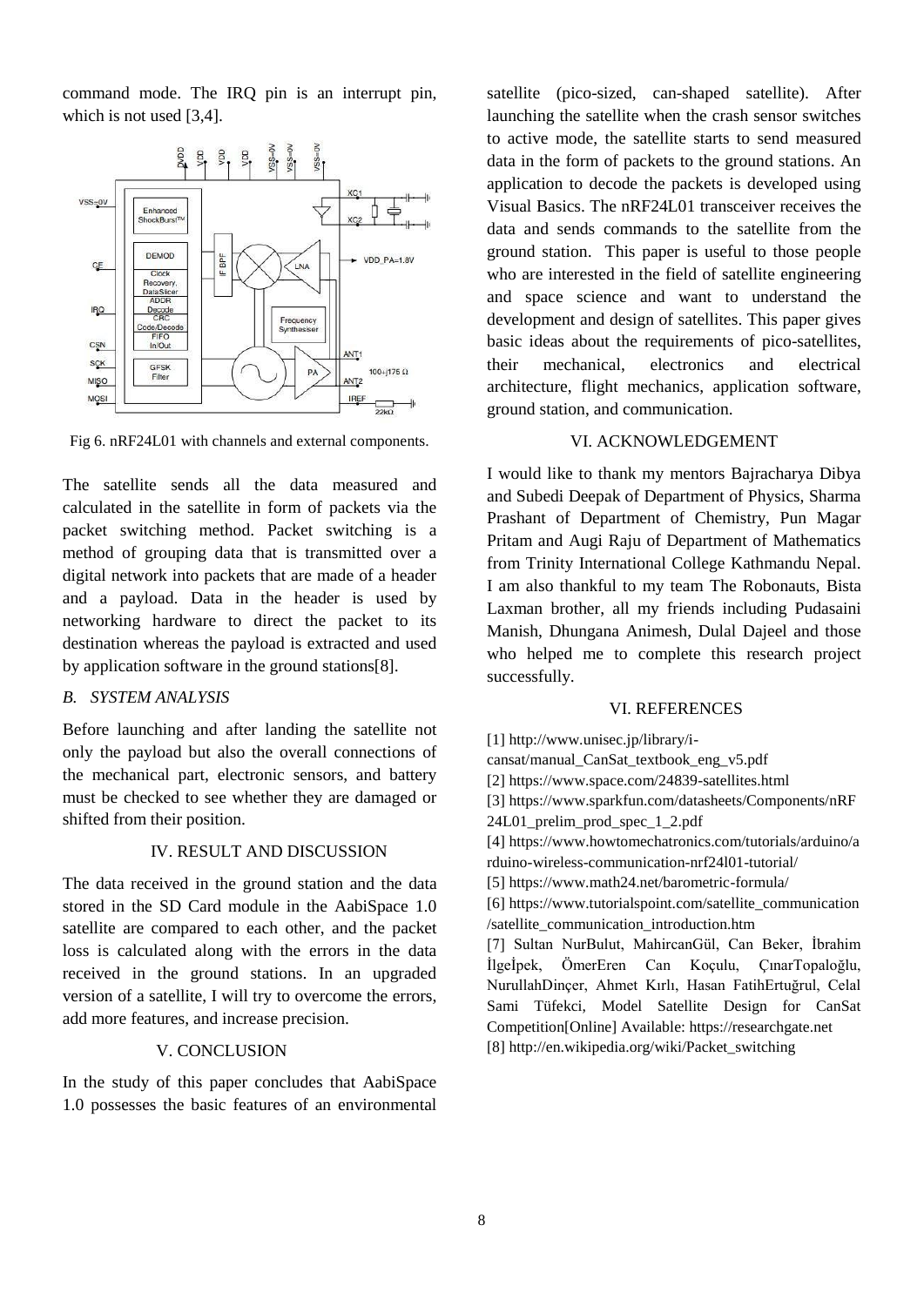command mode. The IRQ pin is an interrupt pin, which is not used [3,4].

Fig 6. nRF24L01 with channels and external components.

The satellite sends all the data measured and calculated in the satellite in form of packets via the packet switching method. Packet switching is a method of grouping data that is transmitted over a digital network into packets that are made of a header and a payload. Data in the header is used by networking hardware to direct the packet to its destination whereas the payload is extracted and used by application software in the ground stations[8].

### *B. SYSTEM ANALYSIS*

Before launching and after landing the satellite not only the payload but also the overall connections of the mechanical part, electronic sensors, and battery must be checked to see whether they are damaged or shifted from their position.

## IV. RESULT AND DISCUSSION

The data received in the ground station and the data stored in the SD Card module in the AabiSpace 1.0 satellite are compared to each other, and the packet loss is calculated along with the errors in the data received in the ground stations. In an upgraded version of a satellite, I will try to overcome the errors, add more features, and increase precision.

## V. CONCLUSION

In the study of this paper concludes that AabiSpace 1.0 possesses the basic features of an environmental satellite (pico-sized, can-shaped satellite). After launching the satellite when the crash sensor switches to active mode, the satellite starts to send measured data in the form of packets to the ground stations. An application to decode the packets is developed using Visual Basics. The nRF24L01 transceiver receives the data and sends commands to the satellite from the ground station. This paper is useful to those people who are interested in the field of satellite engineering and space science and want to understand the development and design of satellites. This paper gives basic ideas about the requirements of pico-satellites, their mechanical, electronics and electrical architecture, flight mechanics, application software, ground station, and communication.

## VI. ACKNOWLEDGEMENT

I would like to thank my mentors Bajracharya Dibya and Subedi Deepak of Department of Physics, Sharma Prashant of Department of Chemistry, Pun Magar Pritam and Augi Raju of Department of Mathematics from Trinity International College Kathmandu Nepal. I am also thankful to my team The Robonauts, Bista Laxman brother, all my friends including Pudasaini Manish, Dhungana Animesh, Dulal Dajeel and those who helped me to complete this research project successfully.

## VI. REFERENCES

[1] http://www.unisec.jp/library/i-cansat/manual_CanSat_textbook_eng_v5.pdf

[2] https://www.space.com/24839-satellites.html

[3] https://www.sparkfun.com/datasheets/Components/nRF24L01_prelim_prod_spec_1_2.pdf

[4] https://www.howtomechatronics.com/tutorials/arduino/arduino-wireless-communication-nrf24l01-tutorial/

[5] https://www.math24.net/barometric-formula/

[6] https://www.tutorialspoint.com/satellite_communication/satellite_communication_introduction.htm

[7] Sultan NurBulut, MahircanGül, Can Beker, İbrahim İlgeİpek, ÖmerEren Can Koçulu, ÇınarTopaloğlu, NurullahDinçer, Ahmet Kırlı, Hasan FatihErtuğrul, Celal Sami Tüfekci, Model Satellite Design for CanSat Competition[Online] Available: https://researchgate.net

[8] http://en.wikipedia.org/wiki/Packet_switching